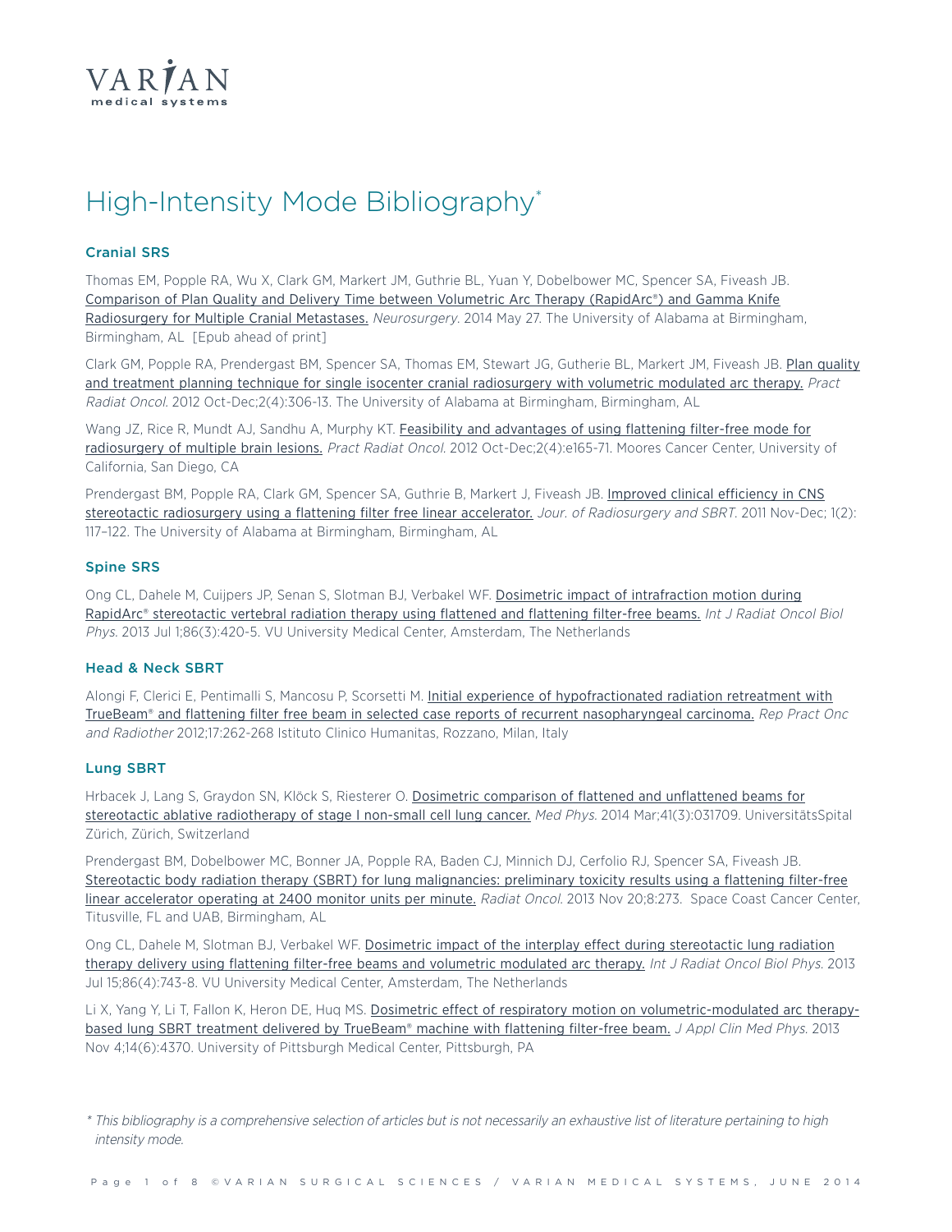VARIAN
medical systems

# High-Intensity Mode Bibliography*

## Cranial SRS

Thomas EM, Popple RA, Wu X, Clark GM, Markert JM, Guthrie BL, Yuan Y, Dobelbower MC, Spencer SA, Fiveash JB. Comparison of Plan Quality and Delivery Time between Volumetric Arc Therapy (RapidArc®) and Gamma Knife Radiosurgery for Multiple Cranial Metastases. *Neurosurgery*. 2014 May 27. The University of Alabama at Birmingham, Birmingham, AL [Epub ahead of print]

Clark GM, Popple RA, Prendergast BM, Spencer SA, Thomas EM, Stewart JG, Gutherie BL, Markert JM, Fiveash JB. Plan quality and treatment planning technique for single isocenter cranial radiosurgery with volumetric modulated arc therapy. *Pract Radiat Oncol*. 2012 Oct-Dec;2(4):306-13. The University of Alabama at Birmingham, Birmingham, AL

Wang JZ, Rice R, Mundt AJ, Sandhu A, Murphy KT. Feasibility and advantages of using flattening filter-free mode for radiosurgery of multiple brain lesions. *Pract Radiat Oncol*. 2012 Oct-Dec;2(4):e165-71. Moores Cancer Center, University of California, San Diego, CA

Prendergast BM, Popple RA, Clark GM, Spencer SA, Guthrie B, Markert J, Fiveash JB. Improved clinical efficiency in CNS stereotactic radiosurgery using a flattening filter free linear accelerator. *Jour. of Radiosurgery and SBRT*. 2011 Nov-Dec; 1(2): 117–122. The University of Alabama at Birmingham, Birmingham, AL

## Spine SRS

Ong CL, Dahele M, Cuijpers JP, Senan S, Slotman BJ, Verbakel WF. Dosimetric impact of intrafraction motion during RapidArc® stereotactic vertebral radiation therapy using flattened and flattening filter-free beams. *Int J Radiat Oncol Biol Phys*. 2013 Jul 1;86(3):420-5. VU University Medical Center, Amsterdam, The Netherlands

## Head & Neck SBRT

Alongi F, Clerici E, Pentimalli S, Mancosu P, Scorsetti M. Initial experience of hypofractionated radiation retreatment with TrueBeam® and flattening filter free beam in selected case reports of recurrent nasopharyngeal carcinoma. *Rep Pract Onc and Radiother* 2012;17:262-268 Istituto Clinico Humanitas, Rozzano, Milan, Italy

## Lung SBRT

Hrbacek J, Lang S, Graydon SN, Klöck S, Riesterer O. Dosimetric comparison of flattened and unflattened beams for stereotactic ablative radiotherapy of stage I non-small cell lung cancer. *Med Phys*. 2014 Mar;41(3):031709. UniversitätsSpital Zürich, Zürich, Switzerland

Prendergast BM, Dobelbower MC, Bonner JA, Popple RA, Baden CJ, Minnich DJ, Cerfolio RJ, Spencer SA, Fiveash JB. Stereotactic body radiation therapy (SBRT) for lung malignancies: preliminary toxicity results using a flattening filter-free linear accelerator operating at 2400 monitor units per minute. *Radiat Oncol*. 2013 Nov 20;8:273. Space Coast Cancer Center, Titusville, FL and UAB, Birmingham, AL

Ong CL, Dahele M, Slotman BJ, Verbakel WF. Dosimetric impact of the interplay effect during stereotactic lung radiation therapy delivery using flattening filter-free beams and volumetric modulated arc therapy. *Int J Radiat Oncol Biol Phys*. 2013 Jul 15;86(4):743-8. VU University Medical Center, Amsterdam, The Netherlands

Li X, Yang Y, Li T, Fallon K, Heron DE, Huq MS. Dosimetric effect of respiratory motion on volumetric-modulated arc therapy-based lung SBRT treatment delivered by TrueBeam® machine with flattening filter-free beam. *J Appl Clin Med Phys*. 2013 Nov 4;14(6):4370. University of Pittsburgh Medical Center, Pittsburgh, PA

*\* This bibliography is a comprehensive selection of articles but is not necessarily an exhaustive list of literature pertaining to high intensity mode.*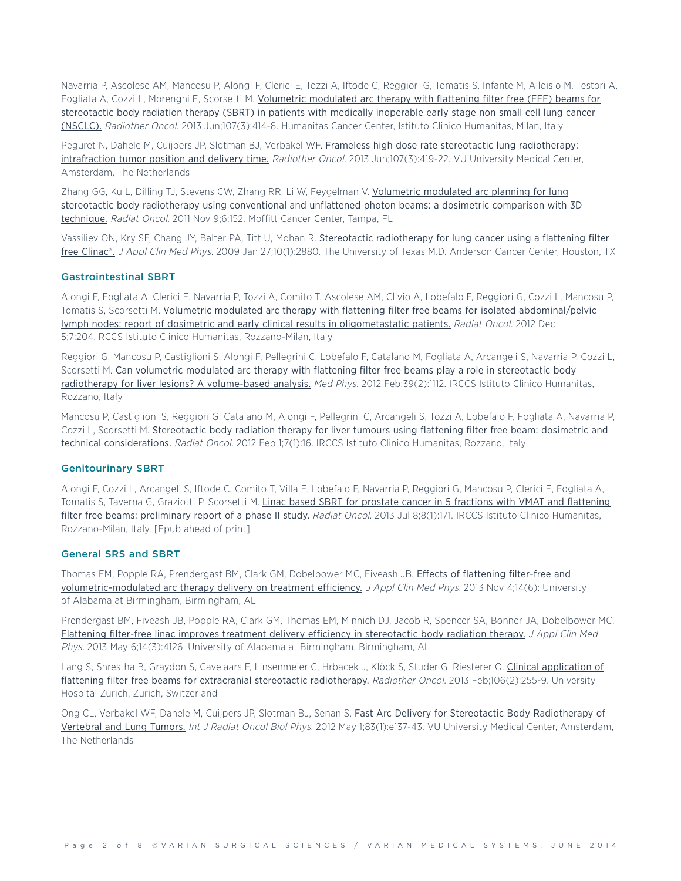Navarria P, Ascolese AM, Mancosu P, Alongi F, Clerici E, Tozzi A, Iftode C, Reggiori G, Tomatis S, Infante M, Alloisio M, Testori A, Fogliata A, Cozzi L, Morenghi E, Scorsetti M. Volumetric modulated arc therapy with flattening filter free (FFF) beams for stereotactic body radiation therapy (SBRT) in patients with medically inoperable early stage non small cell lung cancer (NSCLC). *Radiother Oncol.* 2013 Jun;107(3):414-8. Humanitas Cancer Center, Istituto Clinico Humanitas, Milan, Italy

Peguret N, Dahele M, Cuijpers JP, Slotman BJ, Verbakel WF. Frameless high dose rate stereotactic lung radiotherapy: intrafraction tumor position and delivery time. *Radiother Oncol.* 2013 Jun;107(3):419-22. VU University Medical Center, Amsterdam, The Netherlands

Zhang GG, Ku L, Dilling TJ, Stevens CW, Zhang RR, Li W, Feygelman V. Volumetric modulated arc planning for lung stereotactic body radiotherapy using conventional and unflattened photon beams: a dosimetric comparison with 3D technique. *Radiat Oncol.* 2011 Nov 9;6:152. Moffitt Cancer Center, Tampa, FL

Vassiliev ON, Kry SF, Chang JY, Balter PA, Titt U, Mohan R. Stereotactic radiotherapy for lung cancer using a flattening filter free Clinac®. *J Appl Clin Med Phys.* 2009 Jan 27;10(1):2880. The University of Texas M.D. Anderson Cancer Center, Houston, TX

### Gastrointestinal SBRT

Alongi F, Fogliata A, Clerici E, Navarria P, Tozzi A, Comito T, Ascolese AM, Clivio A, Lobefalo F, Reggiori G, Cozzi L, Mancosu P, Tomatis S, Scorsetti M. Volumetric modulated arc therapy with flattening filter free beams for isolated abdominal/pelvic lymph nodes: report of dosimetric and early clinical results in oligometastatic patients. *Radiat Oncol.* 2012 Dec 5;7:204.IRCCS Istituto Clinico Humanitas, Rozzano-Milan, Italy

Reggiori G, Mancosu P, Castiglioni S, Alongi F, Pellegrini C, Lobefalo F, Catalano M, Fogliata A, Arcangeli S, Navarria P, Cozzi L, Scorsetti M. Can volumetric modulated arc therapy with flattening filter free beams play a role in stereotactic body radiotherapy for liver lesions? A volume-based analysis. *Med Phys.* 2012 Feb;39(2):1112. IRCCS Istituto Clinico Humanitas, Rozzano, Italy

Mancosu P, Castiglioni S, Reggiori G, Catalano M, Alongi F, Pellegrini C, Arcangeli S, Tozzi A, Lobefalo F, Fogliata A, Navarria P, Cozzi L, Scorsetti M. Stereotactic body radiation therapy for liver tumours using flattening filter free beam: dosimetric and technical considerations. *Radiat Oncol.* 2012 Feb 1;7(1):16. IRCCS Istituto Clinico Humanitas, Rozzano, Italy

### Genitourinary SBRT

Alongi F, Cozzi L, Arcangeli S, Iftode C, Comito T, Villa E, Lobefalo F, Navarria P, Reggiori G, Mancosu P, Clerici E, Fogliata A, Tomatis S, Taverna G, Graziotti P, Scorsetti M. Linac based SBRT for prostate cancer in 5 fractions with VMAT and flattening filter free beams: preliminary report of a phase II study. *Radiat Oncol.* 2013 Jul 8;8(1):171. IRCCS Istituto Clinico Humanitas, Rozzano-Milan, Italy. [Epub ahead of print]

### General SRS and SBRT

Thomas EM, Popple RA, Prendergast BM, Clark GM, Dobelbower MC, Fiveash JB. Effects of flattening filter-free and volumetric-modulated arc therapy delivery on treatment efficiency. *J Appl Clin Med Phys.* 2013 Nov 4;14(6): University of Alabama at Birmingham, Birmingham, AL

Prendergast BM, Fiveash JB, Popple RA, Clark GM, Thomas EM, Minnich DJ, Jacob R, Spencer SA, Bonner JA, Dobelbower MC. Flattening filter-free linac improves treatment delivery efficiency in stereotactic body radiation therapy. *J Appl Clin Med Phys.* 2013 May 6;14(3):4126. University of Alabama at Birmingham, Birmingham, AL

Lang S, Shrestha B, Graydon S, Cavelaars F, Linsenmeier C, Hrbacek J, Klöck S, Studer G, Riesterer O. Clinical application of flattening filter free beams for extracranial stereotactic radiotherapy. *Radiother Oncol.* 2013 Feb;106(2):255-9. University Hospital Zurich, Zurich, Switzerland

Ong CL, Verbakel WF, Dahele M, Cuijpers JP, Slotman BJ, Senan S. Fast Arc Delivery for Stereotactic Body Radiotherapy of Vertebral and Lung Tumors. *Int J Radiat Oncol Biol Phys.* 2012 May 1;83(1):e137-43. VU University Medical Center, Amsterdam, The Netherlands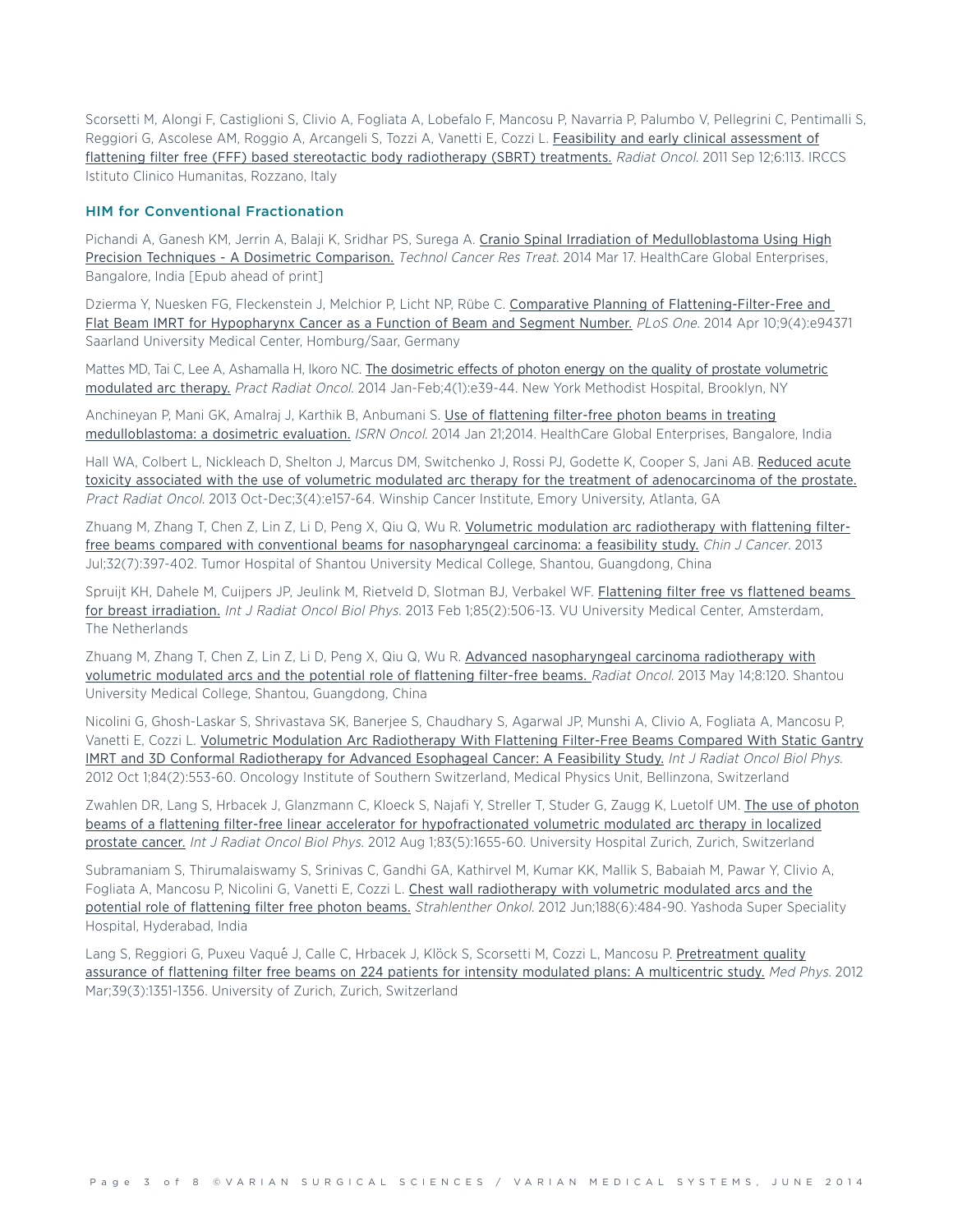Scorsetti M, Alongi F, Castiglioni S, Clivio A, Fogliata A, Lobefalo F, Mancosu P, Navarria P, Palumbo V, Pellegrini C, Pentimalli S, Reggiori G, Ascolese AM, Roggio A, Arcangeli S, Tozzi A, Vanetti E, Cozzi L. Feasibility and early clinical assessment of flattening filter free (FFF) based stereotactic body radiotherapy (SBRT) treatments. *Radiat Oncol.* 2011 Sep 12;6:113. IRCCS Istituto Clinico Humanitas, Rozzano, Italy

## HIM for Conventional Fractionation

Pichandi A, Ganesh KM, Jerrin A, Balaji K, Sridhar PS, Surega A. Cranio Spinal Irradiation of Medulloblastoma Using High Precision Techniques - A Dosimetric Comparison. *Technol Cancer Res Treat.* 2014 Mar 17. HealthCare Global Enterprises, Bangalore, India [Epub ahead of print]

Dzierma Y, Nuesken FG, Fleckenstein J, Melchior P, Licht NP, Rübe C. Comparative Planning of Flattening-Filter-Free and Flat Beam IMRT for Hypopharynx Cancer as a Function of Beam and Segment Number. *PLoS One.* 2014 Apr 10;9(4):e94371 Saarland University Medical Center, Homburg/Saar, Germany

Mattes MD, Tai C, Lee A, Ashamalla H, Ikoro NC. The dosimetric effects of photon energy on the quality of prostate volumetric modulated arc therapy. *Pract Radiat Oncol.* 2014 Jan-Feb;4(1):e39-44. New York Methodist Hospital, Brooklyn, NY

Anchineyan P, Mani GK, Amalraj J, Karthik B, Anbumani S. Use of flattening filter-free photon beams in treating medulloblastoma: a dosimetric evaluation. *ISRN Oncol.* 2014 Jan 21;2014. HealthCare Global Enterprises, Bangalore, India

Hall WA, Colbert L, Nickleach D, Shelton J, Marcus DM, Switchenko J, Rossi PJ, Godette K, Cooper S, Jani AB. Reduced acute toxicity associated with the use of volumetric modulated arc therapy for the treatment of adenocarcinoma of the prostate. *Pract Radiat Oncol.* 2013 Oct-Dec;3(4):e157-64. Winship Cancer Institute, Emory University, Atlanta, GA

Zhuang M, Zhang T, Chen Z, Lin Z, Li D, Peng X, Qiu Q, Wu R. Volumetric modulation arc radiotherapy with flattening filter-free beams compared with conventional beams for nasopharyngeal carcinoma: a feasibility study. *Chin J Cancer.* 2013 Jul;32(7):397-402. Tumor Hospital of Shantou University Medical College, Shantou, Guangdong, China

Spruijt KH, Dahele M, Cuijpers JP, Jeulink M, Rietveld D, Slotman BJ, Verbakel WF. Flattening filter free vs flattened beams for breast irradiation. *Int J Radiat Oncol Biol Phys.* 2013 Feb 1;85(2):506-13. VU University Medical Center, Amsterdam, The Netherlands

Zhuang M, Zhang T, Chen Z, Lin Z, Li D, Peng X, Qiu Q, Wu R. Advanced nasopharyngeal carcinoma radiotherapy with volumetric modulated arcs and the potential role of flattening filter-free beams. *Radiat Oncol.* 2013 May 14;8:120. Shantou University Medical College, Shantou, Guangdong, China

Nicolini G, Ghosh-Laskar S, Shrivastava SK, Banerjee S, Chaudhary S, Agarwal JP, Munshi A, Clivio A, Fogliata A, Mancosu P, Vanetti E, Cozzi L. Volumetric Modulation Arc Radiotherapy With Flattening Filter-Free Beams Compared With Static Gantry IMRT and 3D Conformal Radiotherapy for Advanced Esophageal Cancer: A Feasibility Study. *Int J Radiat Oncol Biol Phys.* 2012 Oct 1;84(2):553-60. Oncology Institute of Southern Switzerland, Medical Physics Unit, Bellinzona, Switzerland

Zwahlen DR, Lang S, Hrbacek J, Glanzmann C, Kloeck S, Najafi Y, Streller T, Studer G, Zaugg K, Luetolf UM. The use of photon beams of a flattening filter-free linear accelerator for hypofractionated volumetric modulated arc therapy in localized prostate cancer. *Int J Radiat Oncol Biol Phys.* 2012 Aug 1;83(5):1655-60. University Hospital Zurich, Zurich, Switzerland

Subramaniam S, Thirumalaiswamy S, Srinivas C, Gandhi GA, Kathirvel M, Kumar KK, Mallik S, Babaiah M, Pawar Y, Clivio A, Fogliata A, Mancosu P, Nicolini G, Vanetti E, Cozzi L. Chest wall radiotherapy with volumetric modulated arcs and the potential role of flattening filter free photon beams. *Strahlenther Onkol.* 2012 Jun;188(6):484-90. Yashoda Super Speciality Hospital, Hyderabad, India

Lang S, Reggiori G, Puxeu Vaqué J, Calle C, Hrbacek J, Klöck S, Scorsetti M, Cozzi L, Mancosu P. Pretreatment quality assurance of flattening filter free beams on 224 patients for intensity modulated plans: A multicentric study. *Med Phys.* 2012 Mar;39(3):1351-1356. University of Zurich, Zurich, Switzerland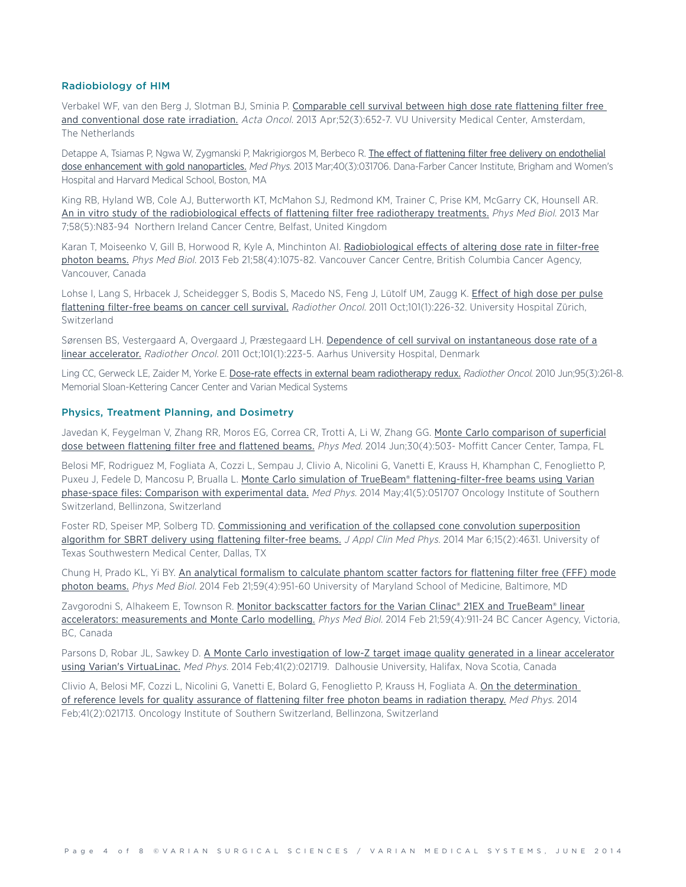## Radiobiology of HIM

Verbakel WF, van den Berg J, Slotman BJ, Sminia P. Comparable cell survival between high dose rate flattening filter free and conventional dose rate irradiation. *Acta Oncol.* 2013 Apr;52(3):652-7. VU University Medical Center, Amsterdam, The Netherlands

Detappe A, Tsiamas P, Ngwa W, Zygmanski P, Makrigiorgos M, Berbeco R. The effect of flattening filter free delivery on endothelial dose enhancement with gold nanoparticles. *Med Phys.* 2013 Mar;40(3):031706. Dana-Farber Cancer Institute, Brigham and Women's Hospital and Harvard Medical School, Boston, MA

King RB, Hyland WB, Cole AJ, Butterworth KT, McMahon SJ, Redmond KM, Trainer C, Prise KM, McGarry CK, Hounsell AR. An in vitro study of the radiobiological effects of flattening filter free radiotherapy treatments. *Phys Med Biol.* 2013 Mar 7;58(5):N83-94 Northern Ireland Cancer Centre, Belfast, United Kingdom

Karan T, Moiseenko V, Gill B, Horwood R, Kyle A, Minchinton AI. Radiobiological effects of altering dose rate in filter-free photon beams. *Phys Med Biol.* 2013 Feb 21;58(4):1075-82. Vancouver Cancer Centre, British Columbia Cancer Agency, Vancouver, Canada

Lohse I, Lang S, Hrbacek J, Scheidegger S, Bodis S, Macedo NS, Feng J, Lütolf UM, Zaugg K. Effect of high dose per pulse flattening filter-free beams on cancer cell survival. *Radiother Oncol.* 2011 Oct;101(1):226-32. University Hospital Zürich, Switzerland

Sørensen BS, Vestergaard A, Overgaard J, Præstegaard LH. Dependence of cell survival on instantaneous dose rate of a linear accelerator. *Radiother Oncol.* 2011 Oct;101(1):223-5. Aarhus University Hospital, Denmark

Ling CC, Gerweck LE, Zaider M, Yorke E. Dose-rate effects in external beam radiotherapy redux. *Radiother Oncol.* 2010 Jun;95(3):261-8. Memorial Sloan-Kettering Cancer Center and Varian Medical Systems

## Physics, Treatment Planning, and Dosimetry

Javedan K, Feygelman V, Zhang RR, Moros EG, Correa CR, Trotti A, Li W, Zhang GG. Monte Carlo comparison of superficial dose between flattening filter free and flattened beams. *Phys Med.* 2014 Jun;30(4):503- Moffitt Cancer Center, Tampa, FL

Belosi MF, Rodriguez M, Fogliata A, Cozzi L, Sempau J, Clivio A, Nicolini G, Vanetti E, Krauss H, Khamphan C, Fenoglietto P, Puxeu J, Fedele D, Mancosu P, Brualla L. Monte Carlo simulation of TrueBeam® flattening-filter-free beams using Varian phase-space files: Comparison with experimental data. *Med Phys.* 2014 May;41(5):051707 Oncology Institute of Southern Switzerland, Bellinzona, Switzerland

Foster RD, Speiser MP, Solberg TD. Commissioning and verification of the collapsed cone convolution superposition algorithm for SBRT delivery using flattening filter-free beams. *J Appl Clin Med Phys.* 2014 Mar 6;15(2):4631. University of Texas Southwestern Medical Center, Dallas, TX

Chung H, Prado KL, Yi BY. An analytical formalism to calculate phantom scatter factors for flattening filter free (FFF) mode photon beams. *Phys Med Biol.* 2014 Feb 21;59(4):951-60 University of Maryland School of Medicine, Baltimore, MD

Zavgorodni S, Alhakeem E, Townson R. Monitor backscatter factors for the Varian Clinac® 21EX and TrueBeam® linear accelerators: measurements and Monte Carlo modelling. *Phys Med Biol.* 2014 Feb 21;59(4):911-24 BC Cancer Agency, Victoria, BC, Canada

Parsons D, Robar JL, Sawkey D. A Monte Carlo investigation of low-Z target image quality generated in a linear accelerator using Varian's VirtuaLinac. *Med Phys.* 2014 Feb;41(2):021719. Dalhousie University, Halifax, Nova Scotia, Canada

Clivio A, Belosi MF, Cozzi L, Nicolini G, Vanetti E, Bolard G, Fenoglietto P, Krauss H, Fogliata A. On the determination of reference levels for quality assurance of flattening filter free photon beams in radiation therapy. *Med Phys.* 2014 Feb;41(2):021713. Oncology Institute of Southern Switzerland, Bellinzona, Switzerland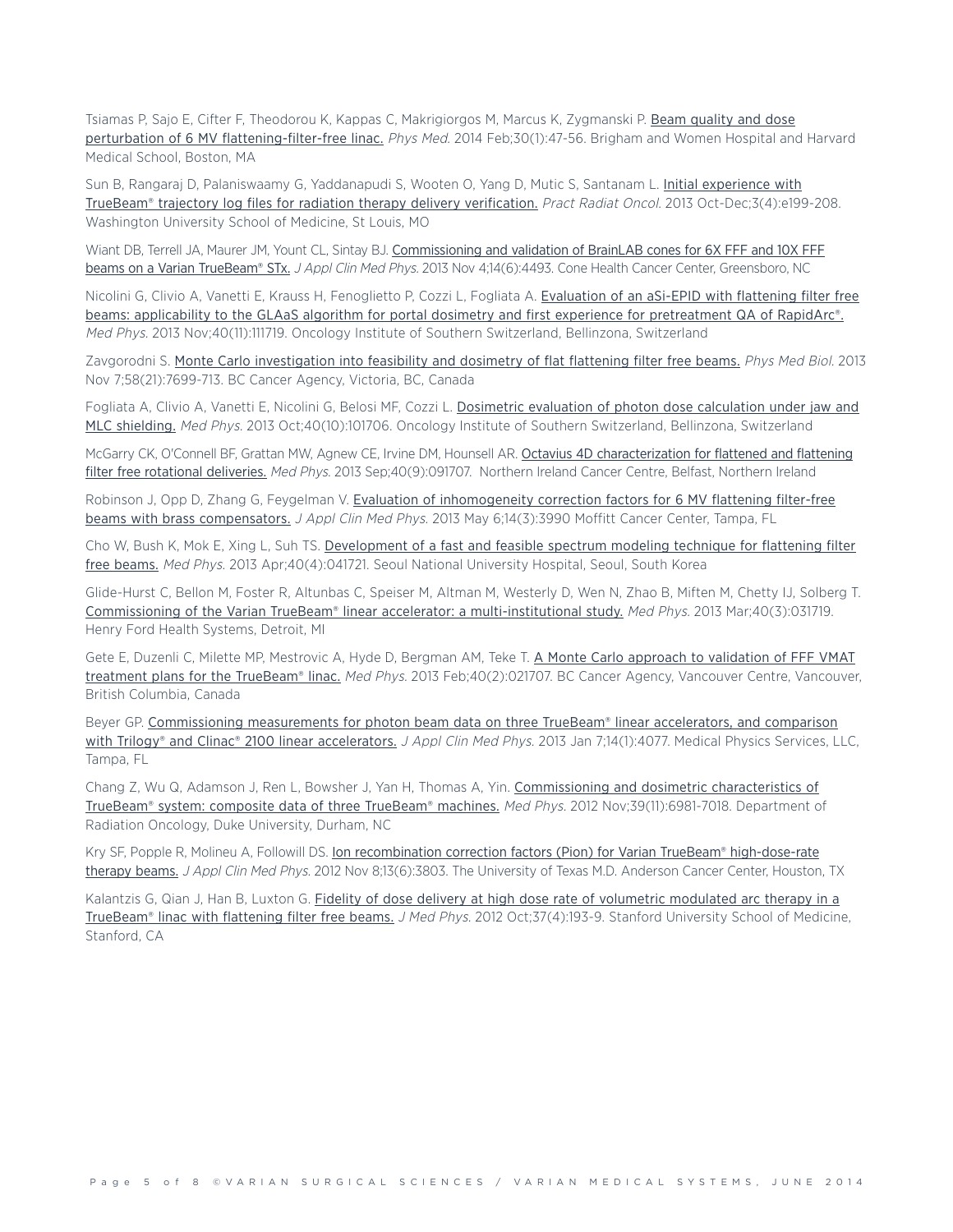Tsiamas P, Sajo E, Cifter F, Theodorou K, Kappas C, Makrigiorgos M, Marcus K, Zygmanski P. Beam quality and dose perturbation of 6 MV flattening-filter-free linac. *Phys Med.* 2014 Feb;30(1):47-56. Brigham and Women Hospital and Harvard Medical School, Boston, MA

Sun B, Rangaraj D, Palaniswaamy G, Yaddanapudi S, Wooten O, Yang D, Mutic S, Santanam L. Initial experience with TrueBeam® trajectory log files for radiation therapy delivery verification. *Pract Radiat Oncol.* 2013 Oct-Dec;3(4):e199-208. Washington University School of Medicine, St Louis, MO

Wiant DB, Terrell JA, Maurer JM, Yount CL, Sintay BJ. Commissioning and validation of BrainLAB cones for 6X FFF and 10X FFF beams on a Varian TrueBeam® STx. *J Appl Clin Med Phys.* 2013 Nov 4;14(6):4493. Cone Health Cancer Center, Greensboro, NC

Nicolini G, Clivio A, Vanetti E, Krauss H, Fenoglietto P, Cozzi L, Fogliata A. Evaluation of an aSi-EPID with flattening filter free beams: applicability to the GLAaS algorithm for portal dosimetry and first experience for pretreatment QA of RapidArc®. *Med Phys.* 2013 Nov;40(11):111719. Oncology Institute of Southern Switzerland, Bellinzona, Switzerland

Zavgorodni S. Monte Carlo investigation into feasibility and dosimetry of flat flattening filter free beams. *Phys Med Biol.* 2013 Nov 7;58(21):7699-713. BC Cancer Agency, Victoria, BC, Canada

Fogliata A, Clivio A, Vanetti E, Nicolini G, Belosi MF, Cozzi L. Dosimetric evaluation of photon dose calculation under jaw and MLC shielding. *Med Phys.* 2013 Oct;40(10):101706. Oncology Institute of Southern Switzerland, Bellinzona, Switzerland

McGarry CK, O'Connell BF, Grattan MW, Agnew CE, Irvine DM, Hounsell AR. Octavius 4D characterization for flattened and flattening filter free rotational deliveries. *Med Phys.* 2013 Sep;40(9):091707. Northern Ireland Cancer Centre, Belfast, Northern Ireland

Robinson J, Opp D, Zhang G, Feygelman V. Evaluation of inhomogeneity correction factors for 6 MV flattening filter-free beams with brass compensators. *J Appl Clin Med Phys.* 2013 May 6;14(3):3990 Moffitt Cancer Center, Tampa, FL

Cho W, Bush K, Mok E, Xing L, Suh TS. Development of a fast and feasible spectrum modeling technique for flattening filter free beams. *Med Phys.* 2013 Apr;40(4):041721. Seoul National University Hospital, Seoul, South Korea

Glide-Hurst C, Bellon M, Foster R, Altunbas C, Speiser M, Altman M, Westerly D, Wen N, Zhao B, Miften M, Chetty IJ, Solberg T. Commissioning of the Varian TrueBeam® linear accelerator: a multi-institutional study. *Med Phys.* 2013 Mar;40(3):031719. Henry Ford Health Systems, Detroit, MI

Gete E, Duzenli C, Milette MP, Mestrovic A, Hyde D, Bergman AM, Teke T. A Monte Carlo approach to validation of FFF VMAT treatment plans for the TrueBeam® linac. *Med Phys.* 2013 Feb;40(2):021707. BC Cancer Agency, Vancouver Centre, Vancouver, British Columbia, Canada

Beyer GP. Commissioning measurements for photon beam data on three TrueBeam® linear accelerators, and comparison with Trilogy® and Clinac® 2100 linear accelerators. *J Appl Clin Med Phys.* 2013 Jan 7;14(1):4077. Medical Physics Services, LLC, Tampa, FL

Chang Z, Wu Q, Adamson J, Ren L, Bowsher J, Yan H, Thomas A, Yin. Commissioning and dosimetric characteristics of TrueBeam® system: composite data of three TrueBeam® machines. *Med Phys.* 2012 Nov;39(11):6981-7018. Department of Radiation Oncology, Duke University, Durham, NC

Kry SF, Popple R, Molineu A, Followill DS. Ion recombination correction factors (Pion) for Varian TrueBeam® high-dose-rate therapy beams. *J Appl Clin Med Phys.* 2012 Nov 8;13(6):3803. The University of Texas M.D. Anderson Cancer Center, Houston, TX

Kalantzis G, Qian J, Han B, Luxton G. Fidelity of dose delivery at high dose rate of volumetric modulated arc therapy in a TrueBeam® linac with flattening filter free beams. *J Med Phys.* 2012 Oct;37(4):193-9. Stanford University School of Medicine, Stanford, CA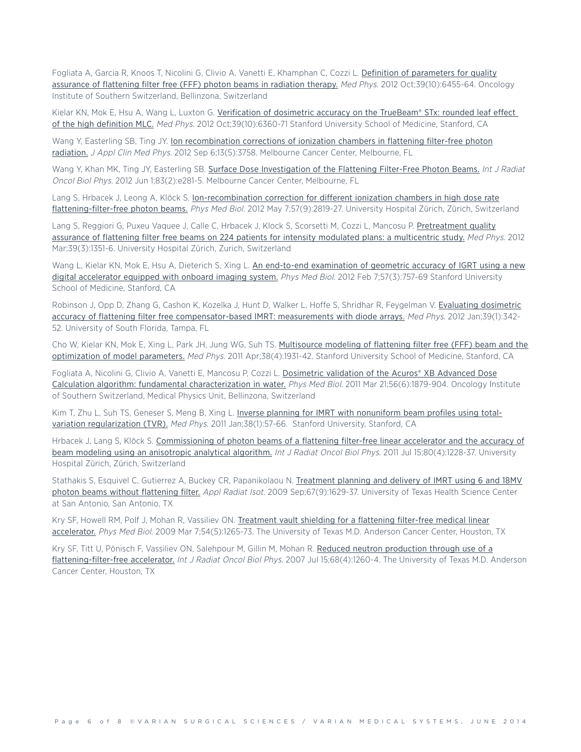Fogliata A, Garcia R, Knoos T, Nicolini G, Clivio A, Vanetti E, Khamphan C, Cozzi L. Definition of parameters for quality assurance of flattening filter free (FFF) photon beams in radiation therapy. *Med Phys.* 2012 Oct;39(10):6455-64. Oncology Institute of Southern Switzerland, Bellinzona, Switzerland

Kielar KN, Mok E, Hsu A, Wang L, Luxton G. Verification of dosimetric accuracy on the TrueBeam® STx: rounded leaf effect of the high definition MLC. *Med Phys.* 2012 Oct;39(10):6360-71 Stanford University School of Medicine, Stanford, CA

Wang Y, Easterling SB, Ting JY. Ion recombination corrections of ionization chambers in flattening filter-free photon radiation. *J Appl Clin Med Phys.* 2012 Sep 6;13(5):3758. Melbourne Cancer Center, Melbourne, FL

Wang Y, Khan MK, Ting JY, Easterling SB. Surface Dose Investigation of the Flattening Filter-Free Photon Beams. *Int J Radiat Oncol Biol Phys.* 2012 Jun 1;83(2):e281-5. Melbourne Cancer Center, Melbourne, FL

Lang S, Hrbacek J, Leong A, Klöck S. Ion-recombination correction for different ionization chambers in high dose rate flattening-filter-free photon beams. *Phys Med Biol.* 2012 May 7;57(9):2819-27. University Hospital Zürich, Zürich, Switzerland

Lang S, Reggiori G, Puxeu Vaquee J, Calle C, Hrbacek J, Klock S, Scorsetti M, Cozzi L, Mancosu P. Pretreatment quality assurance of flattening filter free beams on 224 patients for intensity modulated plans: a multicentric study. *Med Phys.* 2012 Mar;39(3):1351-6. University Hospital Zürich, Zurich, Switzerland

Wang L, Kielar KN, Mok E, Hsu A, Dieterich S, Xing L. An end-to-end examination of geometric accuracy of IGRT using a new digital accelerator equipped with onboard imaging system. *Phys Med Biol.* 2012 Feb 7;57(3):757-69 Stanford University School of Medicine, Stanford, CA

Robinson J, Opp D, Zhang G, Cashon K, Kozelka J, Hunt D, Walker L, Hoffe S, Shridhar R, Feygelman V. Evaluating dosimetric accuracy of flattening filter free compensator-based IMRT: measurements with diode arrays. *Med Phys.* 2012 Jan;39(1):342-52. University of South Florida, Tampa, FL

Cho W, Kielar KN, Mok E, Xing L, Park JH, Jung WG, Suh TS. Multisource modeling of flattening filter free (FFF) beam and the optimization of model parameters. *Med Phys.* 2011 Apr;38(4):1931-42. Stanford University School of Medicine, Stanford, CA

Fogliata A, Nicolini G, Clivio A, Vanetti E, Mancosu P, Cozzi L. Dosimetric validation of the Acuros® XB Advanced Dose Calculation algorithm: fundamental characterization in water. *Phys Med Biol.* 2011 Mar 21;56(6):1879-904. Oncology Institute of Southern Switzerland, Medical Physics Unit, Bellinzona, Switzerland

Kim T, Zhu L, Suh TS, Geneser S, Meng B, Xing L. Inverse planning for IMRT with nonuniform beam profiles using total-variation regularization (TVR). *Med Phys.* 2011 Jan;38(1):57-66. Stanford University, Stanford, CA

Hrbacek J, Lang S, Klöck S. Commissioning of photon beams of a flattening filter-free linear accelerator and the accuracy of beam modeling using an anisotropic analytical algorithm. *Int J Radiat Oncol Biol Phys.* 2011 Jul 15;80(4):1228-37. University Hospital Zürich, Zürich, Switzerland

Stathakis S, Esquivel C, Gutierrez A, Buckey CR, Papanikolaou N. Treatment planning and delivery of IMRT using 6 and 18MV photon beams without flattening filter. *Appl Radiat Isot.* 2009 Sep;67(9):1629-37. University of Texas Health Science Center at San Antonio, San Antonio, TX

Kry SF, Howell RM, Polf J, Mohan R, Vassiliev ON. Treatment vault shielding for a flattening filter-free medical linear accelerator. *Phys Med Biol.* 2009 Mar 7;54(5):1265-73. The University of Texas M.D. Anderson Cancer Center, Houston, TX

Kry SF, Titt U, Pönisch F, Vassiliev ON, Salehpour M, Gillin M, Mohan R. Reduced neutron production through use of a flattening-filter-free accelerator. *Int J Radiat Oncol Biol Phys.* 2007 Jul 15;68(4):1260-4. The University of Texas M.D. Anderson Cancer Center, Houston, TX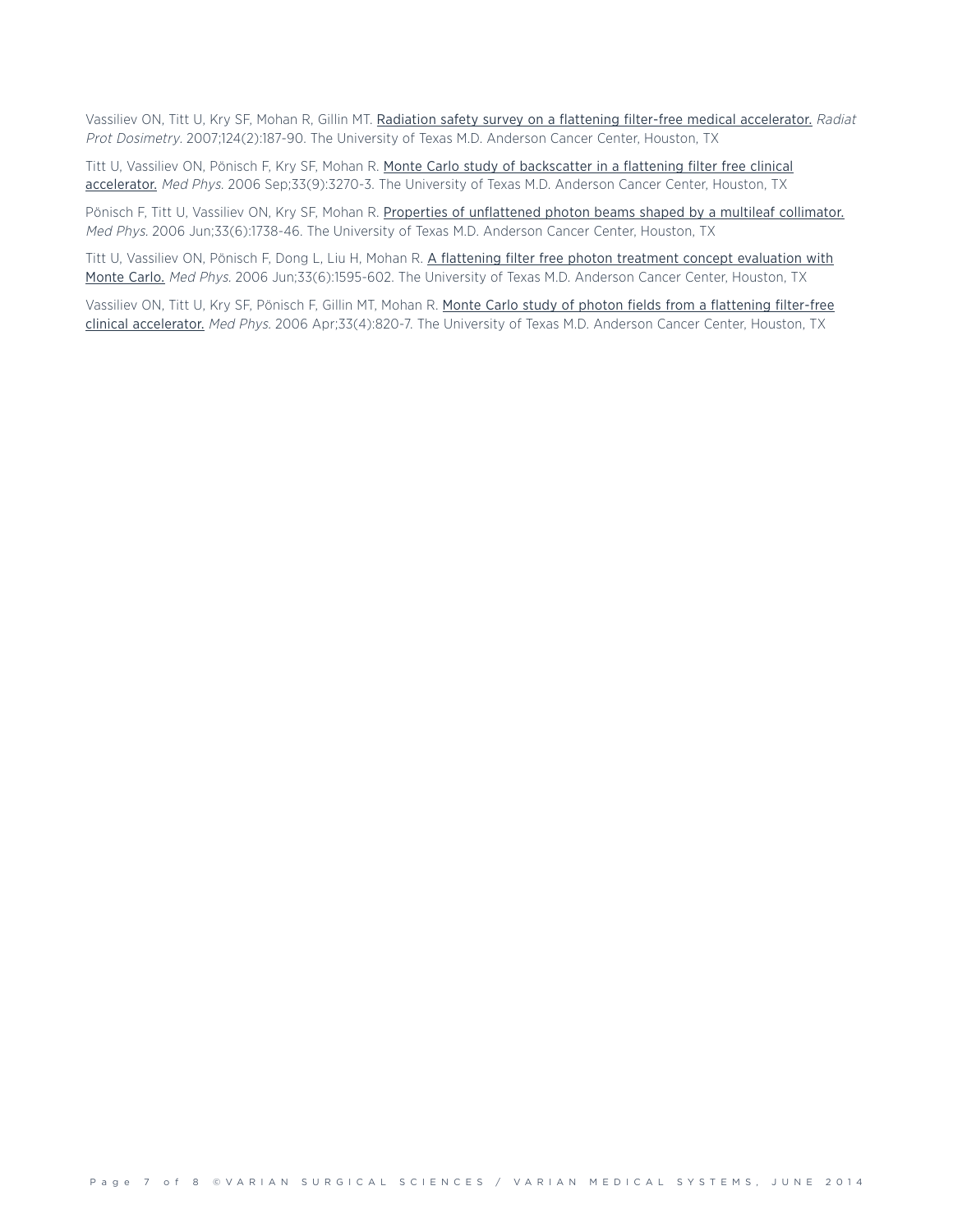Vassiliev ON, Titt U, Kry SF, Mohan R, Gillin MT. Radiation safety survey on a flattening filter-free medical accelerator. *Radiat Prot Dosimetry*. 2007;124(2):187-90. The University of Texas M.D. Anderson Cancer Center, Houston, TX

Titt U, Vassiliev ON, Pönisch F, Kry SF, Mohan R. Monte Carlo study of backscatter in a flattening filter free clinical accelerator. *Med Phys.* 2006 Sep;33(9):3270-3. The University of Texas M.D. Anderson Cancer Center, Houston, TX

Pönisch F, Titt U, Vassiliev ON, Kry SF, Mohan R. Properties of unflattened photon beams shaped by a multileaf collimator. *Med Phys.* 2006 Jun;33(6):1738-46. The University of Texas M.D. Anderson Cancer Center, Houston, TX

Titt U, Vassiliev ON, Pönisch F, Dong L, Liu H, Mohan R. A flattening filter free photon treatment concept evaluation with Monte Carlo. *Med Phys.* 2006 Jun;33(6):1595-602. The University of Texas M.D. Anderson Cancer Center, Houston, TX

Vassiliev ON, Titt U, Kry SF, Pönisch F, Gillin MT, Mohan R. Monte Carlo study of photon fields from a flattening filter-free clinical accelerator. *Med Phys.* 2006 Apr;33(4):820-7. The University of Texas M.D. Anderson Cancer Center, Houston, TX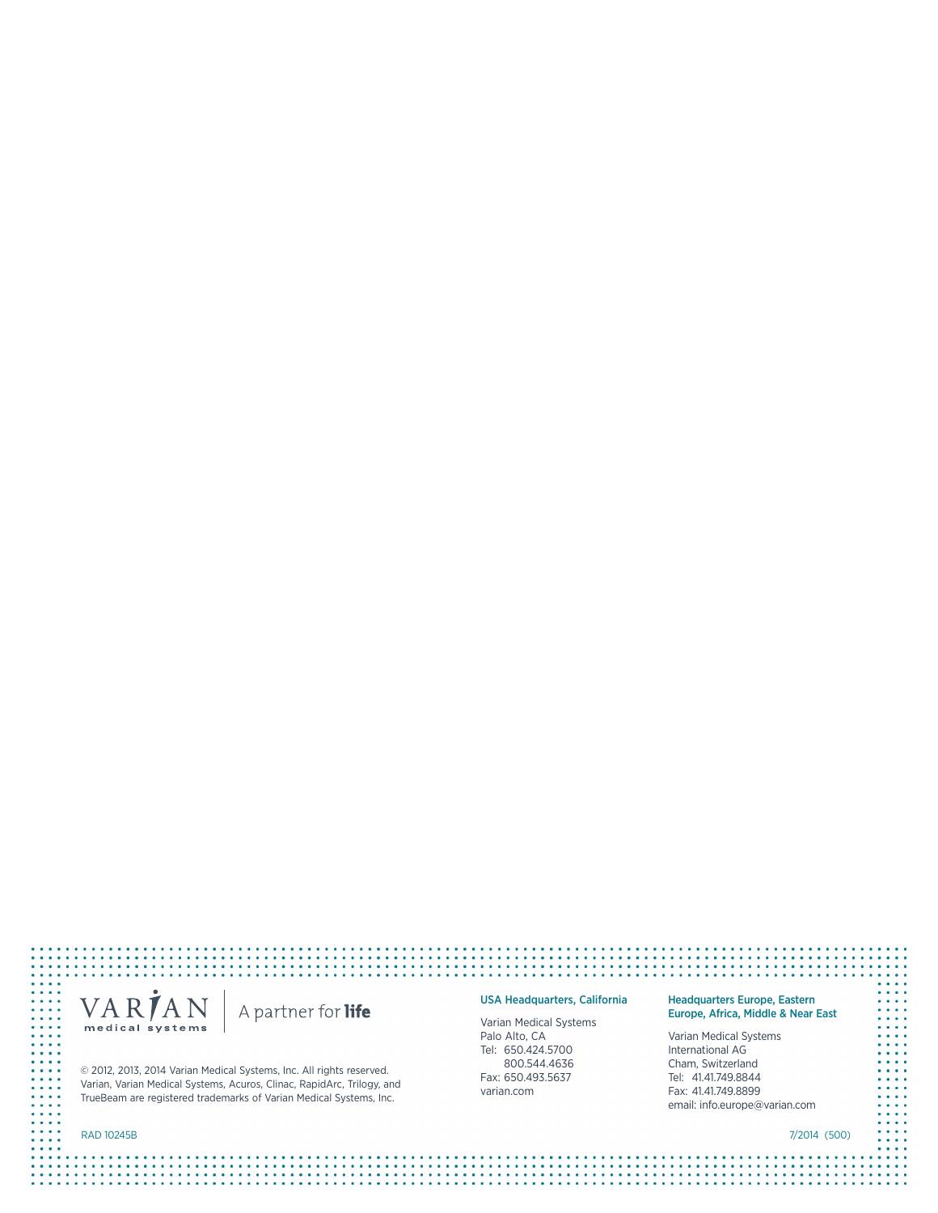VARIAN medical systems | A partner for **life**

© 2012, 2013, 2014 Varian Medical Systems, Inc. All rights reserved. Varian, Varian Medical Systems, Acuros, Clinac, RapidArc, Trilogy, and TrueBeam are registered trademarks of Varian Medical Systems, Inc.

**USA Headquarters, California**

Varian Medical Systems
Palo Alto, CA
Tel: 650.424.5700
800.544.4636
Fax: 650.493.5637
varian.com

**Headquarters Europe, Eastern Europe, Africa, Middle & Near East**

Varian Medical Systems
International AG
Cham, Switzerland
Tel: 41.41.749.8844
Fax: 41.41.749.8899
email: info.europe@varian.com

RAD 10245B

7/2014 (500)